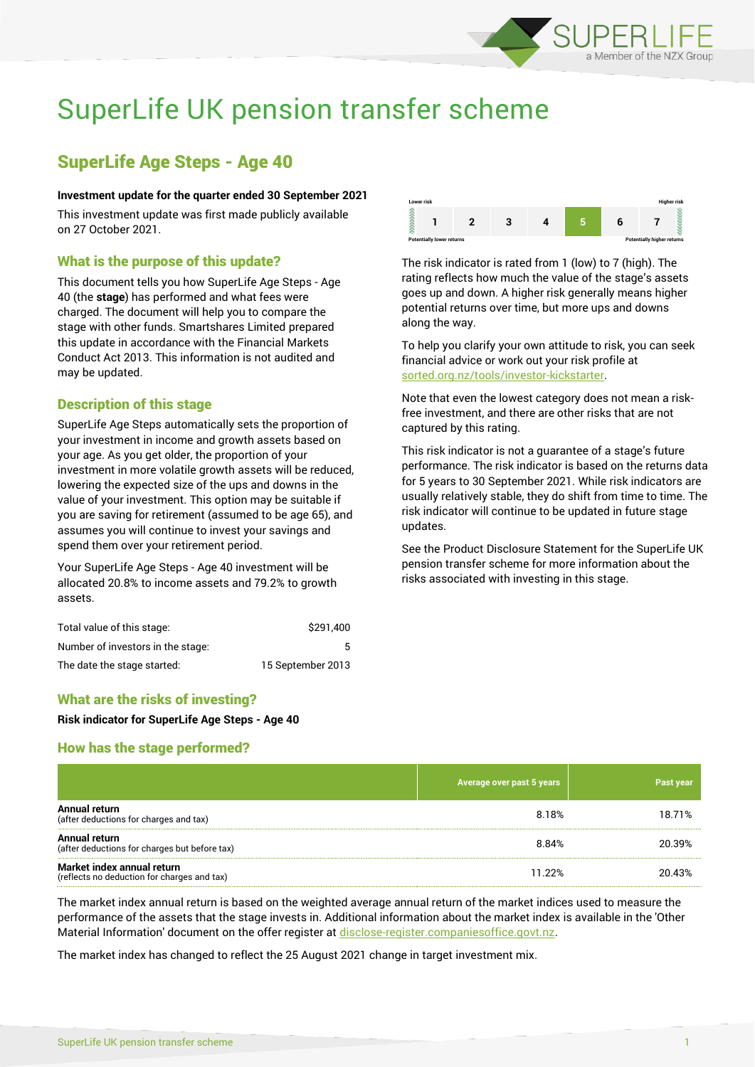# SuperLife UK pension transfer scheme

## SuperLife Age Steps - Age 40

**Investment update for the quarter ended 30 September 2021**

This investment update was first made publicly available on 27 October 2021.

### What is the purpose of this update?

This document tells you how SuperLife Age Steps - Age 40 (the **stage**) has performed and what fees were charged. The document will help you to compare the stage with other funds. Smartshares Limited prepared this update in accordance with the Financial Markets Conduct Act 2013. This information is not audited and may be updated.

### Description of this stage

SuperLife Age Steps automatically sets the proportion of your investment in income and growth assets based on your age. As you get older, the proportion of your investment in more volatile growth assets will be reduced, lowering the expected size of the ups and downs in the value of your investment. This option may be suitable if you are saving for retirement (assumed to be age 65), and assumes you will continue to invest your savings and spend them over your retirement period.

Your SuperLife Age Steps - Age 40 investment will be allocated 20.8% to income assets and 79.2% to growth assets.

| | |
|---|---|
| Total value of this stage: | $291,400 |
| Number of investors in the stage: | 5 |
| The date the stage started: | 15 September 2013 |

### What are the risks of investing?

**Risk indicator for SuperLife Age Steps - Age 40**

| Lower risk | | | | | | Higher risk |
|---|---|---|---|---|---|---|
| 1 | 2 | 3 | 4 | **5** | 6 | 7 |
| Potentially lower returns | | | | | | Potentially higher returns |

The risk indicator is rated from 1 (low) to 7 (high). The rating reflects how much the value of the stage's assets goes up and down. A higher risk generally means higher potential returns over time, but more ups and downs along the way.

To help you clarify your own attitude to risk, you can seek financial advice or work out your risk profile at sorted.org.nz/tools/investor-kickstarter.

Note that even the lowest category does not mean a risk-free investment, and there are other risks that are not captured by this rating.

This risk indicator is not a guarantee of a stage's future performance. The risk indicator is based on the returns data for 5 years to 30 September 2021. While risk indicators are usually relatively stable, they do shift from time to time. The risk indicator will continue to be updated in future stage updates.

See the Product Disclosure Statement for the SuperLife UK pension transfer scheme for more information about the risks associated with investing in this stage.

### How has the stage performed?

| | Average over past 5 years | Past year |
|---|---|---|
| **Annual return** (after deductions for charges and tax) | 8.18% | 18.71% |
| **Annual return** (after deductions for charges but before tax) | 8.84% | 20.39% |
| **Market index annual return** (reflects no deduction for charges and tax) | 11.22% | 20.43% |

The market index annual return is based on the weighted average annual return of the market indices used to measure the performance of the assets that the stage invests in. Additional information about the market index is available in the 'Other Material Information' document on the offer register at disclose-register.companiesoffice.govt.nz.

The market index has changed to reflect the 25 August 2021 change in target investment mix.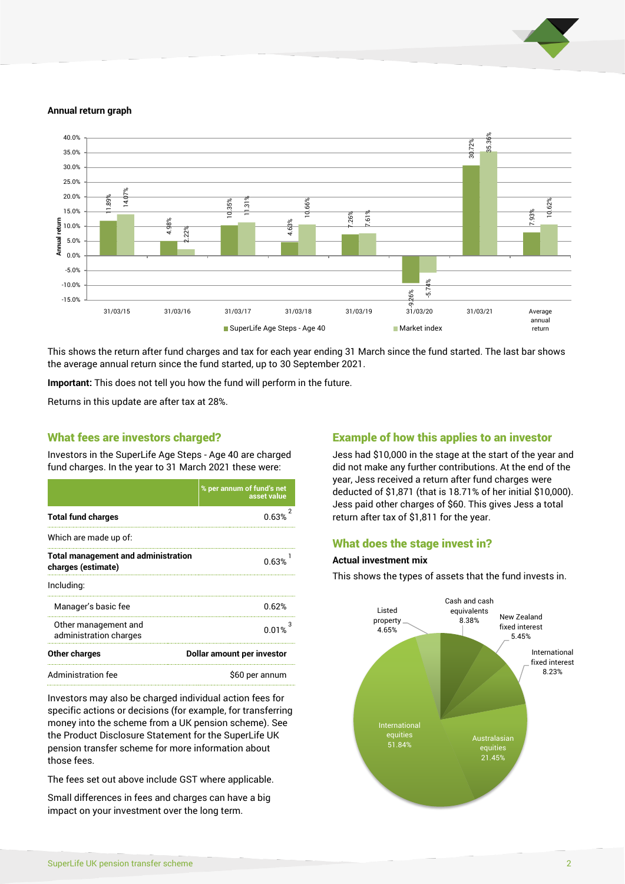**Annual return graph**

This shows the return after fund charges and tax for each year ending 31 March since the fund started. The last bar shows the average annual return since the fund started, up to 30 September 2021.

**Important:** This does not tell you how the fund will perform in the future.

Returns in this update are after tax at 28%.

## What fees are investors charged?

Investors in the SuperLife Age Steps - Age 40 are charged fund charges. In the year to 31 March 2021 these were:

| | % per annum of fund's net asset value |
|---|---|
| **Total fund charges** | 0.63% [2] |
| Which are made up of: | |
| **Total management and administration charges (estimate)** | 0.63% [1] |
| Including: | |
| Manager's basic fee | 0.62% |
| Other management and administration charges | 0.01% [3] |
| **Other charges** | **Dollar amount per investor** |
| Administration fee | $60 per annum |

Investors may also be charged individual action fees for specific actions or decisions (for example, for transferring money into the scheme from a UK pension scheme). See the Product Disclosure Statement for the SuperLife UK pension transfer scheme for more information about those fees.

The fees set out above include GST where applicable.

Small differences in fees and charges can have a big impact on your investment over the long term.

## Example of how this applies to an investor

Jess had $10,000 in the stage at the start of the year and did not make any further contributions. At the end of the year, Jess received a return after fund charges were deducted of $1,871 (that is 18.71% of her initial $10,000). Jess paid other charges of $60. This gives Jess a total return after tax of $1,811 for the year.

## What does the stage invest in?

**Actual investment mix**

This shows the types of assets that the fund invests in.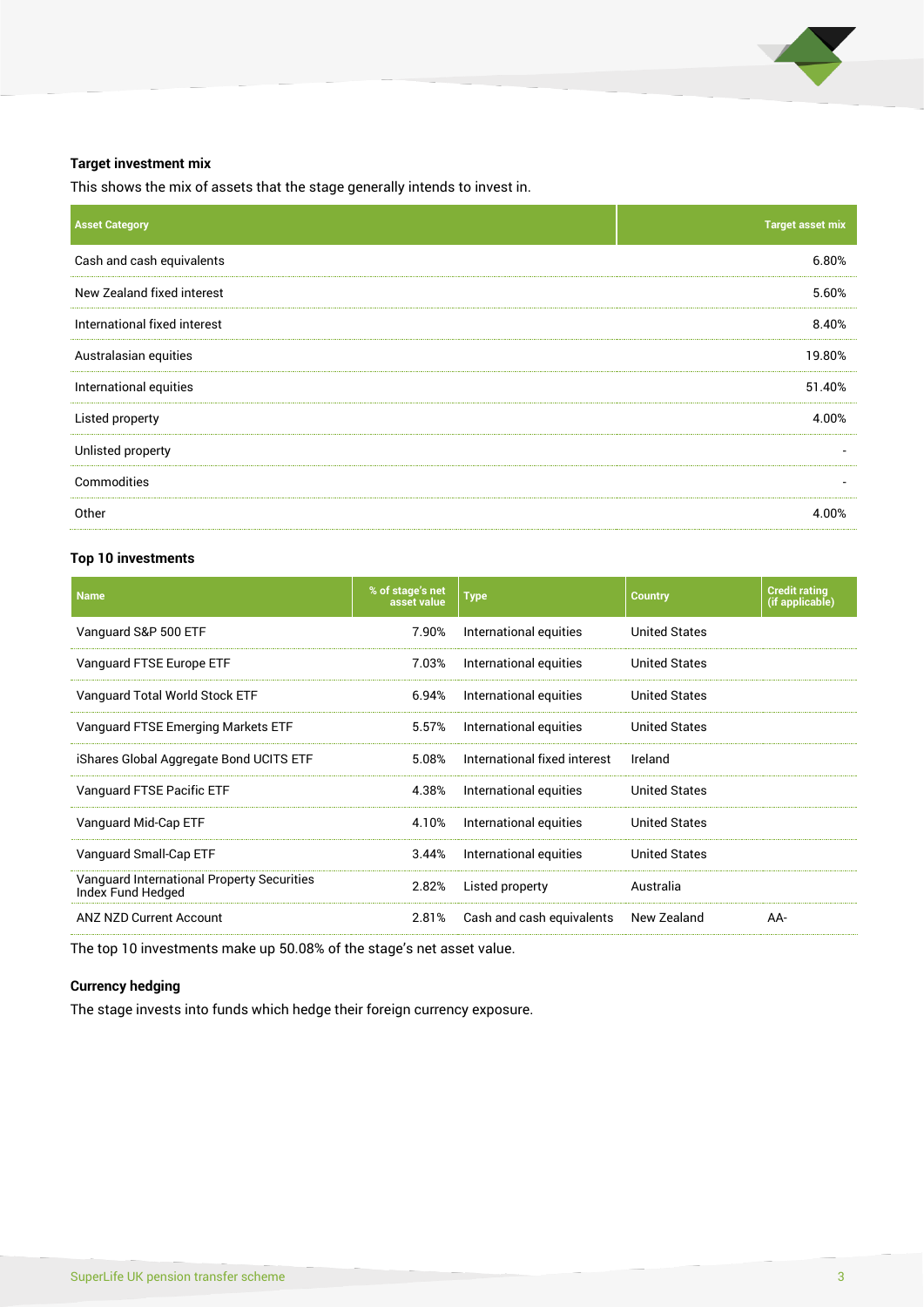### Target investment mix

This shows the mix of assets that the stage generally intends to invest in.

| Asset Category | Target asset mix |
|---|---:|
| Cash and cash equivalents | 6.80% |
| New Zealand fixed interest | 5.60% |
| International fixed interest | 8.40% |
| Australasian equities | 19.80% |
| International equities | 51.40% |
| Listed property | 4.00% |
| Unlisted property | - |
| Commodities | - |
| Other | 4.00% |

### Top 10 investments

| Name | % of stage's net asset value | Type | Country | Credit rating (if applicable) |
|---|---:|---|---|---|
| Vanguard S&P 500 ETF | 7.90% | International equities | United States | |
| Vanguard FTSE Europe ETF | 7.03% | International equities | United States | |
| Vanguard Total World Stock ETF | 6.94% | International equities | United States | |
| Vanguard FTSE Emerging Markets ETF | 5.57% | International equities | United States | |
| iShares Global Aggregate Bond UCITS ETF | 5.08% | International fixed interest | Ireland | |
| Vanguard FTSE Pacific ETF | 4.38% | International equities | United States | |
| Vanguard Mid-Cap ETF | 4.10% | International equities | United States | |
| Vanguard Small-Cap ETF | 3.44% | International equities | United States | |
| Vanguard International Property Securities Index Fund Hedged | 2.82% | Listed property | Australia | |
| ANZ NZD Current Account | 2.81% | Cash and cash equivalents | New Zealand | AA- |

The top 10 investments make up 50.08% of the stage's net asset value.

### Currency hedging

The stage invests into funds which hedge their foreign currency exposure.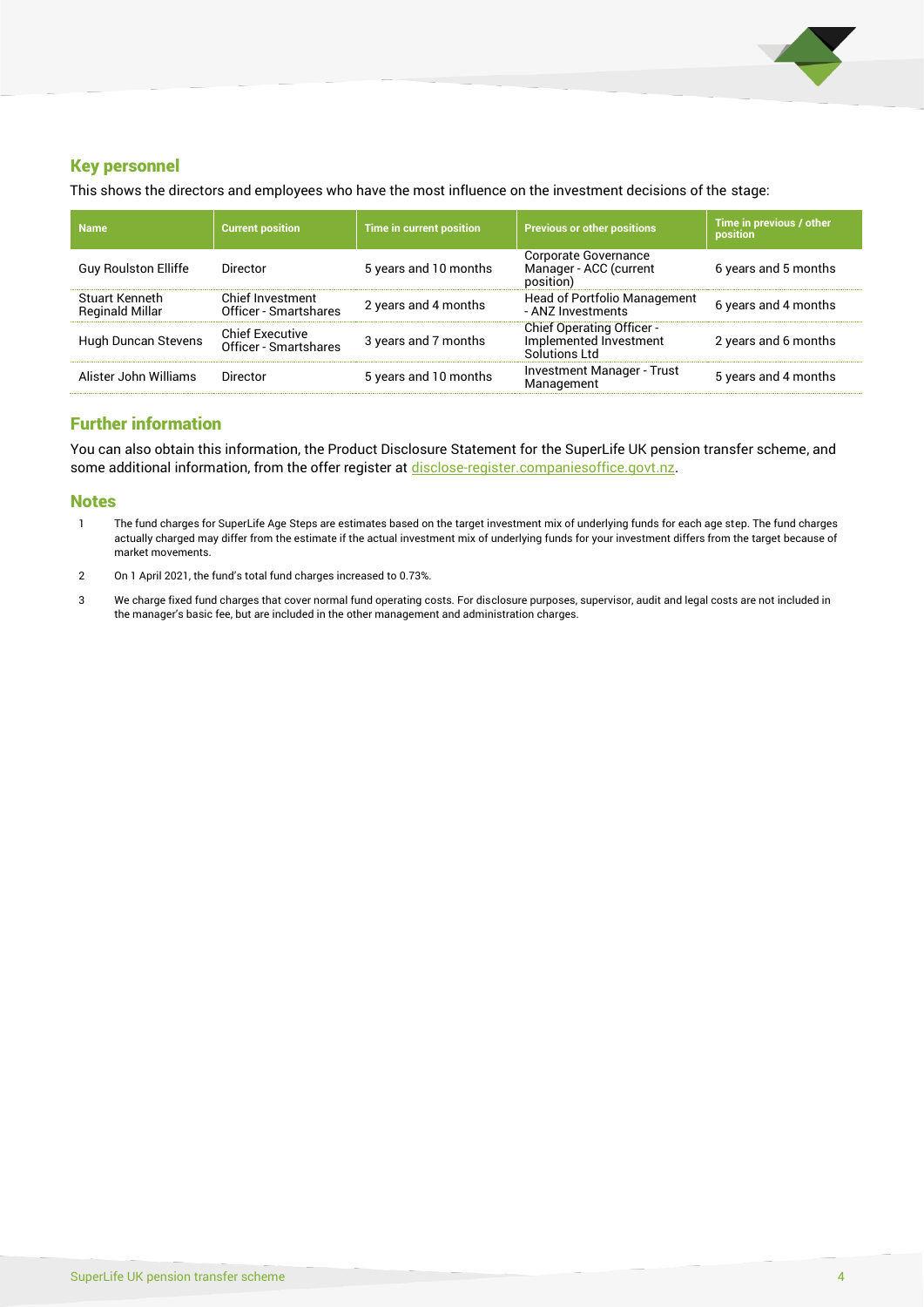## Key personnel

This shows the directors and employees who have the most influence on the investment decisions of the stage:

| Name | Current position | Time in current position | Previous or other positions | Time in previous / other position |
|---|---|---|---|---|
| Guy Roulston Elliffe | Director | 5 years and 10 months | Corporate Governance Manager - ACC (current position) | 6 years and 5 months |
| Stuart Kenneth Reginald Millar | Chief Investment Officer - Smartshares | 2 years and 4 months | Head of Portfolio Management - ANZ Investments | 6 years and 4 months |
| Hugh Duncan Stevens | Chief Executive Officer - Smartshares | 3 years and 7 months | Chief Operating Officer - Implemented Investment Solutions Ltd | 2 years and 6 months |
| Alister John Williams | Director | 5 years and 10 months | Investment Manager - Trust Management | 5 years and 4 months |

## Further information

You can also obtain this information, the Product Disclosure Statement for the SuperLife UK pension transfer scheme, and some additional information, from the offer register at disclose-register.companiesoffice.govt.nz.

## Notes

1. The fund charges for SuperLife Age Steps are estimates based on the target investment mix of underlying funds for each age step. The fund charges actually charged may differ from the estimate if the actual investment mix of underlying funds for your investment differs from the target because of market movements.
2. On 1 April 2021, the fund's total fund charges increased to 0.73%.
3. We charge fixed fund charges that cover normal fund operating costs. For disclosure purposes, supervisor, audit and legal costs are not included in the manager's basic fee, but are included in the other management and administration charges.